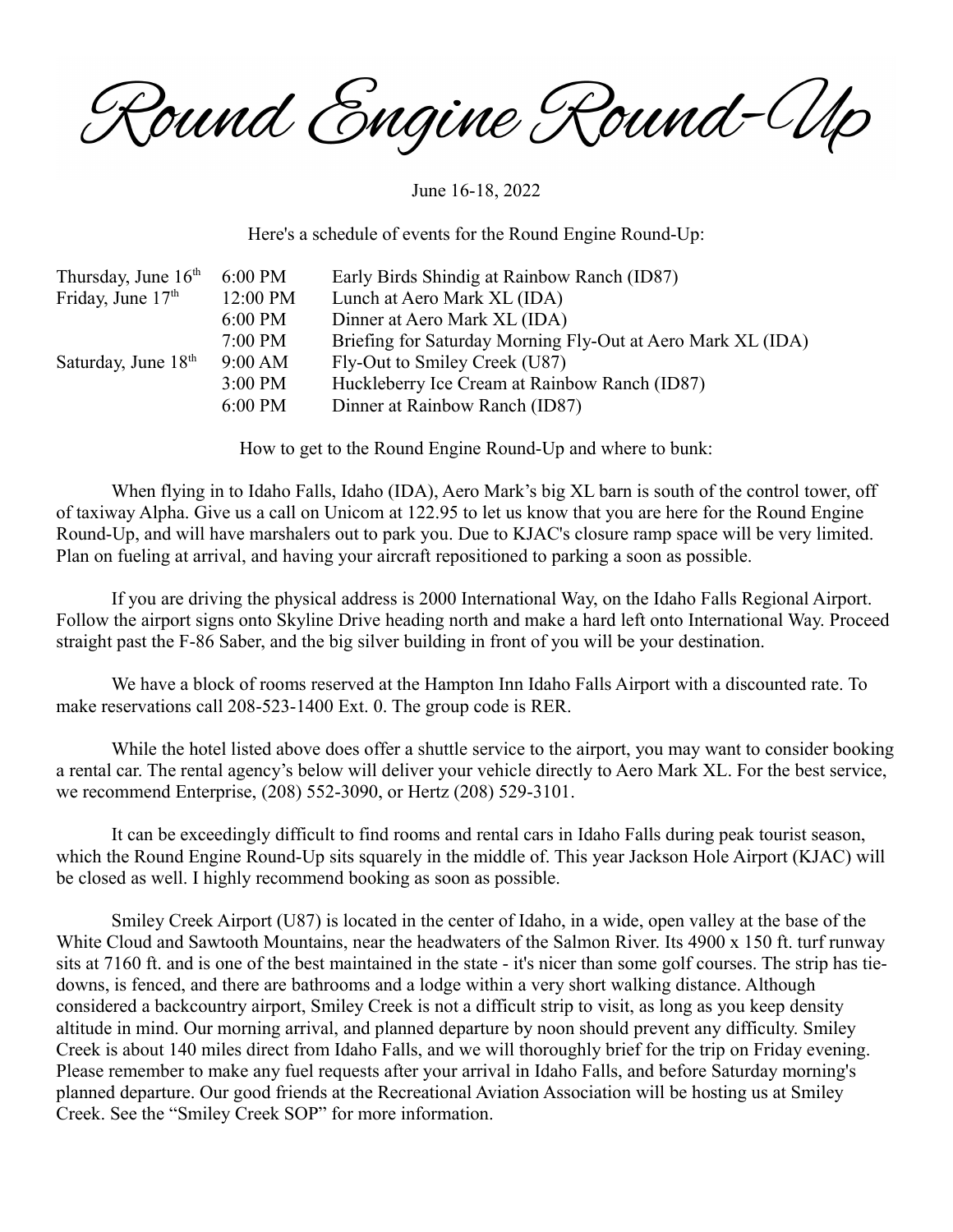# Round Engine Round-Up

June 16-18, 2022

Here's a schedule of events for the Round Engine Round-Up:

| | | |
|---|---|---|
| Thursday, June 16th | 6:00 PM | Early Birds Shindig at Rainbow Ranch (ID87) |
| Friday, June 17th | 12:00 PM | Lunch at Aero Mark XL (IDA) |
| | 6:00 PM | Dinner at Aero Mark XL (IDA) |
| | 7:00 PM | Briefing for Saturday Morning Fly-Out at Aero Mark XL (IDA) |
| Saturday, June 18th | 9:00 AM | Fly-Out to Smiley Creek (U87) |
| | 3:00 PM | Huckleberry Ice Cream at Rainbow Ranch (ID87) |
| | 6:00 PM | Dinner at Rainbow Ranch (ID87) |

How to get to the Round Engine Round-Up and where to bunk:

When flying in to Idaho Falls, Idaho (IDA), Aero Mark's big XL barn is south of the control tower, off of taxiway Alpha. Give us a call on Unicom at 122.95 to let us know that you are here for the Round Engine Round-Up, and will have marshalers out to park you. Due to KJAC's closure ramp space will be very limited. Plan on fueling at arrival, and having your aircraft repositioned to parking a soon as possible.

If you are driving the physical address is 2000 International Way, on the Idaho Falls Regional Airport. Follow the airport signs onto Skyline Drive heading north and make a hard left onto International Way. Proceed straight past the F-86 Saber, and the big silver building in front of you will be your destination.

We have a block of rooms reserved at the Hampton Inn Idaho Falls Airport with a discounted rate. To make reservations call 208-523-1400 Ext. 0. The group code is RER.

While the hotel listed above does offer a shuttle service to the airport, you may want to consider booking a rental car. The rental agency's below will deliver your vehicle directly to Aero Mark XL. For the best service, we recommend Enterprise, (208) 552-3090, or Hertz (208) 529-3101.

It can be exceedingly difficult to find rooms and rental cars in Idaho Falls during peak tourist season, which the Round Engine Round-Up sits squarely in the middle of. This year Jackson Hole Airport (KJAC) will be closed as well. I highly recommend booking as soon as possible.

Smiley Creek Airport (U87) is located in the center of Idaho, in a wide, open valley at the base of the White Cloud and Sawtooth Mountains, near the headwaters of the Salmon River. Its 4900 x 150 ft. turf runway sits at 7160 ft. and is one of the best maintained in the state - it's nicer than some golf courses. The strip has tie-downs, is fenced, and there are bathrooms and a lodge within a very short walking distance. Although considered a backcountry airport, Smiley Creek is not a difficult strip to visit, as long as you keep density altitude in mind. Our morning arrival, and planned departure by noon should prevent any difficulty. Smiley Creek is about 140 miles direct from Idaho Falls, and we will thoroughly brief for the trip on Friday evening. Please remember to make any fuel requests after your arrival in Idaho Falls, and before Saturday morning's planned departure. Our good friends at the Recreational Aviation Association will be hosting us at Smiley Creek. See the "Smiley Creek SOP" for more information.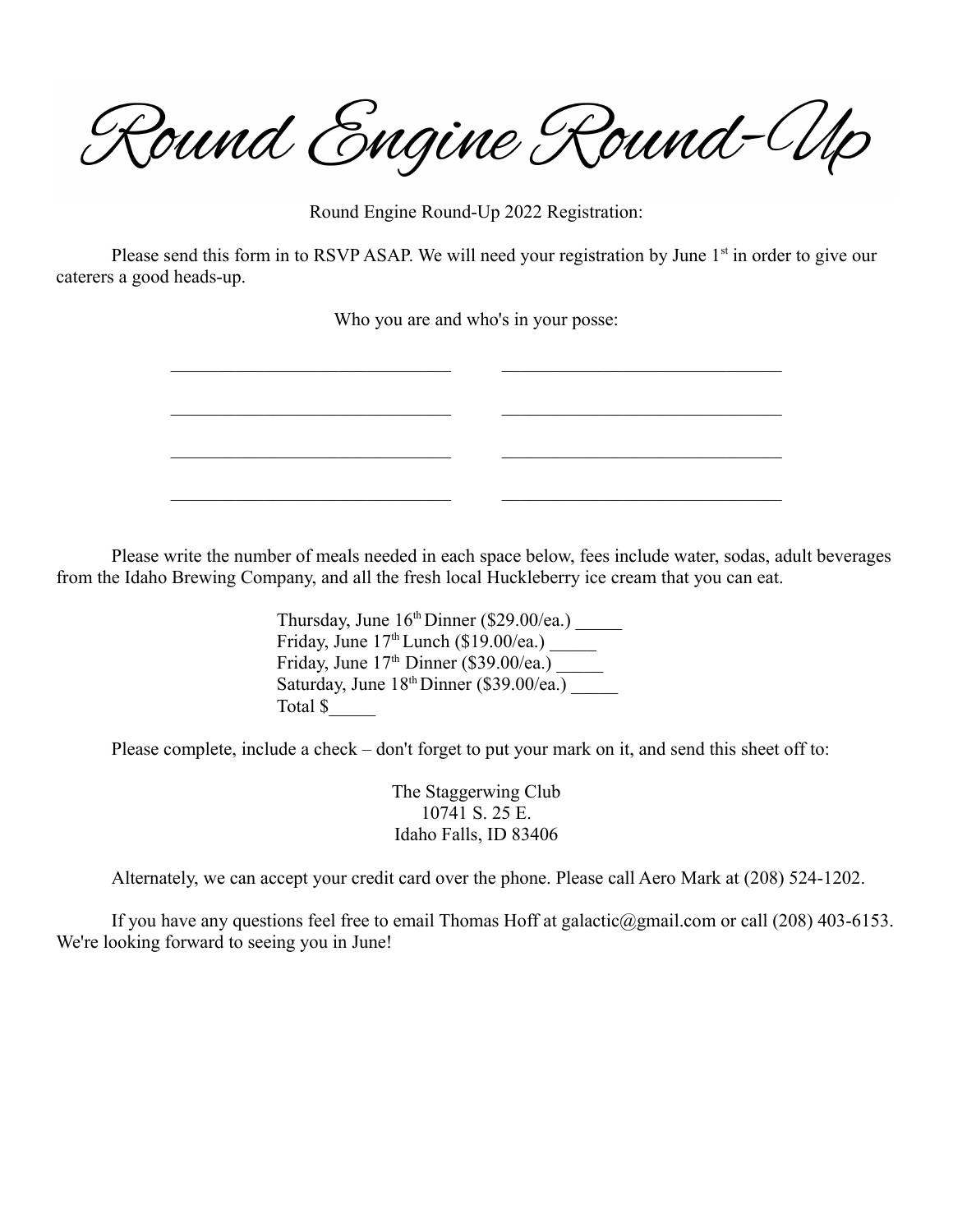# Round Engine Round-Up

Round Engine Round-Up 2022 Registration:

Please send this form in to RSVP ASAP. We will need your registration by June 1st in order to give our caterers a good heads-up.

Who you are and who's in your posse:

_______________________________ _______________________________

_______________________________ _______________________________

_______________________________ _______________________________

_______________________________ _______________________________

Please write the number of meals needed in each space below, fees include water, sodas, adult beverages from the Idaho Brewing Company, and all the fresh local Huckleberry ice cream that you can eat.

Thursday, June 16th Dinner ($29.00/ea.) _____
Friday, June 17th Lunch ($19.00/ea.) _____
Friday, June 17th Dinner ($39.00/ea.) _____
Saturday, June 18th Dinner ($39.00/ea.) _____
Total $_____

Please complete, include a check – don't forget to put your mark on it, and send this sheet off to:

The Staggerwing Club
10741 S. 25 E.
Idaho Falls, ID 83406

Alternately, we can accept your credit card over the phone. Please call Aero Mark at (208) 524-1202.

If you have any questions feel free to email Thomas Hoff at galactic@gmail.com or call (208) 403-6153. We're looking forward to seeing you in June!